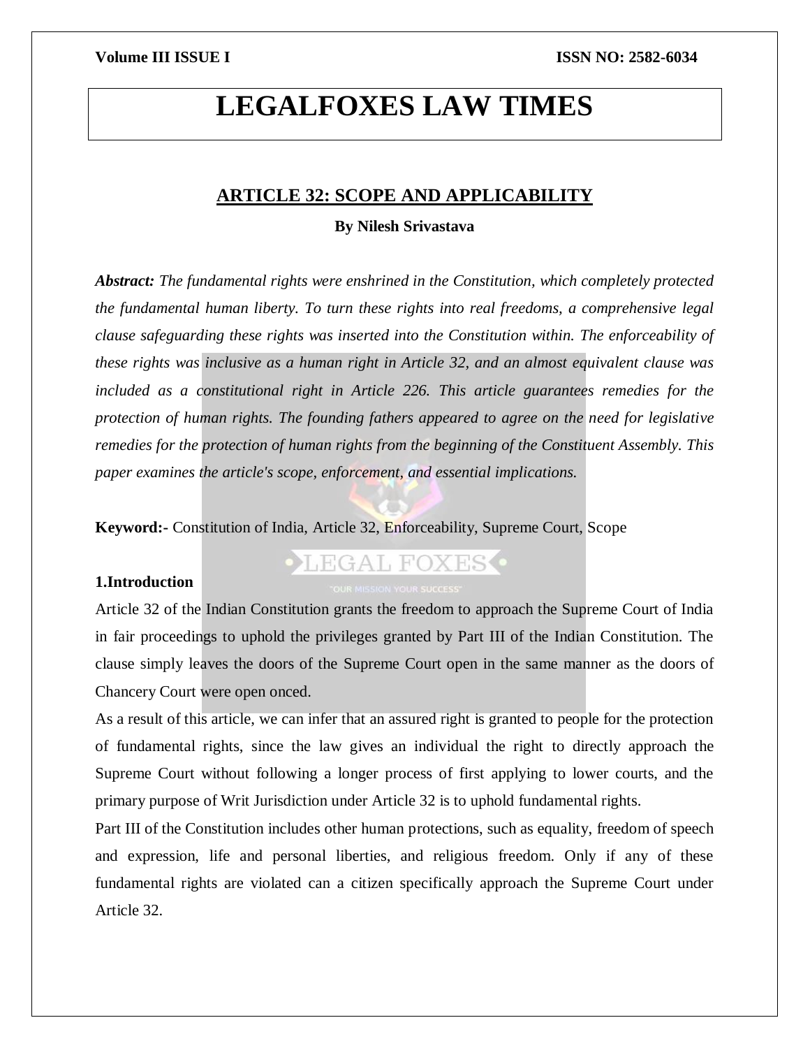# LEGALFOXES LAW TIMES

## ARTICLE 32: SCOPE AND APPLICABILITY

**By Nilesh Srivastava**

***Abstract:*** *The fundamental rights were enshrined in the Constitution, which completely protected the fundamental human liberty. To turn these rights into real freedoms, a comprehensive legal clause safeguarding these rights was inserted into the Constitution within. The enforceability of these rights was inclusive as a human right in Article 32, and an almost equivalent clause was included as a constitutional right in Article 226. This article guarantees remedies for the protection of human rights. The founding fathers appeared to agree on the need for legislative remedies for the protection of human rights from the beginning of the Constituent Assembly. This paper examines the article's scope, enforcement, and essential implications.*

**Keyword:-** Constitution of India, Article 32, Enforceability, Supreme Court, Scope

### 1.Introduction

Article 32 of the Indian Constitution grants the freedom to approach the Supreme Court of India in fair proceedings to uphold the privileges granted by Part III of the Indian Constitution. The clause simply leaves the doors of the Supreme Court open in the same manner as the doors of Chancery Court were open onced.

As a result of this article, we can infer that an assured right is granted to people for the protection of fundamental rights, since the law gives an individual the right to directly approach the Supreme Court without following a longer process of first applying to lower courts, and the primary purpose of Writ Jurisdiction under Article 32 is to uphold fundamental rights.

Part III of the Constitution includes other human protections, such as equality, freedom of speech and expression, life and personal liberties, and religious freedom. Only if any of these fundamental rights are violated can a citizen specifically approach the Supreme Court under Article 32.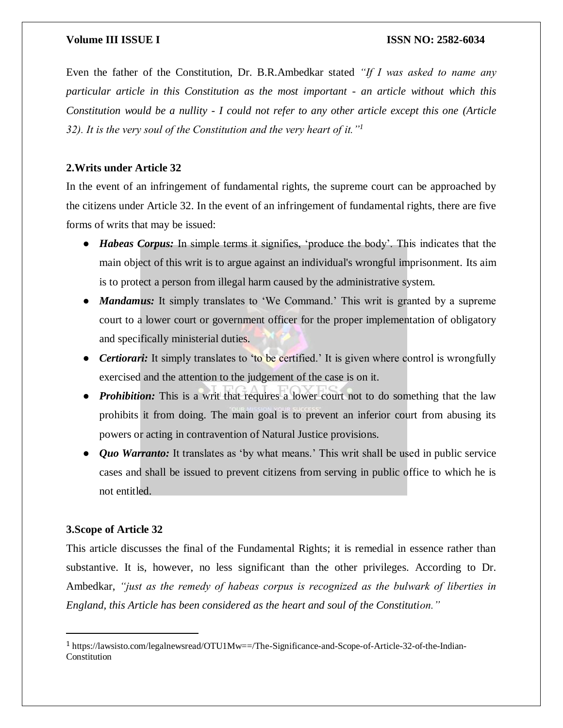Even the father of the Constitution, Dr. B.R.Ambedkar stated *"If I was asked to name any particular article in this Constitution as the most important - an article without which this Constitution would be a nullity - I could not refer to any other article except this one (Article 32). It is the very soul of the Constitution and the very heart of it."*[1]

## 2.Writs under Article 32

In the event of an infringement of fundamental rights, the supreme court can be approached by the citizens under Article 32. In the event of an infringement of fundamental rights, there are five forms of writs that may be issued:

- ***Habeas Corpus:*** In simple terms it signifies, 'produce the body'. This indicates that the main object of this writ is to argue against an individual's wrongful imprisonment. Its aim is to protect a person from illegal harm caused by the administrative system.
- ***Mandamus:*** It simply translates to 'We Command.' This writ is granted by a supreme court to a lower court or government officer for the proper implementation of obligatory and specifically ministerial duties.
- ***Certiorari:*** It simply translates to 'to be certified.' It is given where control is wrongfully exercised and the attention to the judgement of the case is on it.
- ***Prohibition:*** This is a writ that requires a lower court not to do something that the law prohibits it from doing. The main goal is to prevent an inferior court from abusing its powers or acting in contravention of Natural Justice provisions.
- ***Quo Warranto:*** It translates as 'by what means.' This writ shall be used in public service cases and shall be issued to prevent citizens from serving in public office to which he is not entitled.

## 3.Scope of Article 32

This article discusses the final of the Fundamental Rights; it is remedial in essence rather than substantive. It is, however, no less significant than the other privileges. According to Dr. Ambedkar, *"just as the remedy of habeas corpus is recognized as the bulwark of liberties in England, this Article has been considered as the heart and soul of the Constitution."*

---

[1] https://lawsisto.com/legalnewsread/OTU1Mw==/The-Significance-and-Scope-of-Article-32-of-the-Indian-Constitution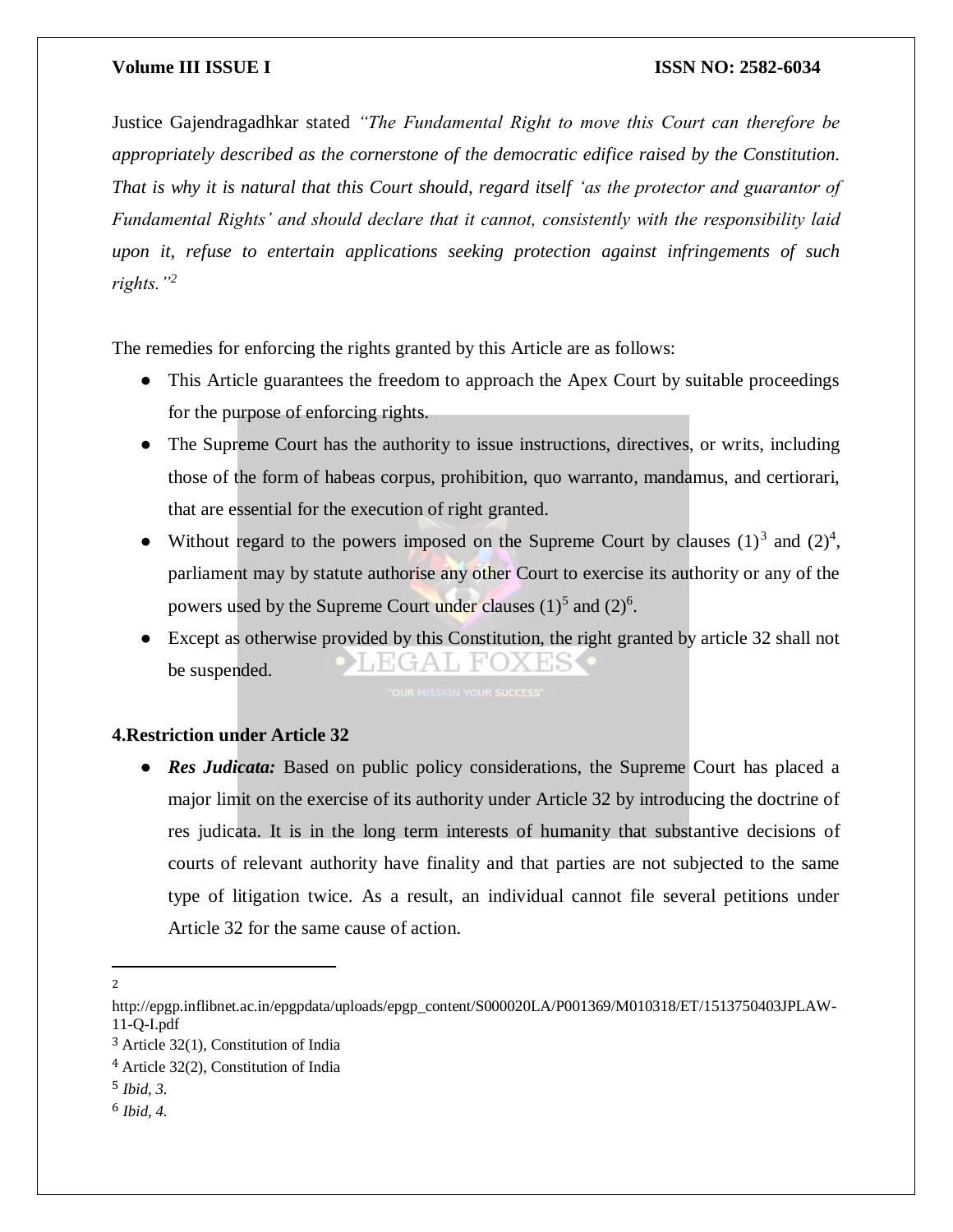Justice Gajendragadhkar stated *"The Fundamental Right to move this Court can therefore be appropriately described as the cornerstone of the democratic edifice raised by the Constitution. That is why it is natural that this Court should, regard itself 'as the protector and guarantor of Fundamental Rights' and should declare that it cannot, consistently with the responsibility laid upon it, refuse to entertain applications seeking protection against infringements of such rights."*[2]

The remedies for enforcing the rights granted by this Article are as follows:

- This Article guarantees the freedom to approach the Apex Court by suitable proceedings for the purpose of enforcing rights.
- The Supreme Court has the authority to issue instructions, directives, or writs, including those of the form of habeas corpus, prohibition, quo warranto, mandamus, and certiorari, that are essential for the execution of right granted.
- Without regard to the powers imposed on the Supreme Court by clauses (1)[3] and (2)[4], parliament may by statute authorise any other Court to exercise its authority or any of the powers used by the Supreme Court under clauses (1)[5] and (2)[6].
- Except as otherwise provided by this Constitution, the right granted by article 32 shall not be suspended.

## 4.Restriction under Article 32

- ***Res Judicata:*** Based on public policy considerations, the Supreme Court has placed a major limit on the exercise of its authority under Article 32 by introducing the doctrine of res judicata. It is in the long term interests of humanity that substantive decisions of courts of relevant authority have finality and that parties are not subjected to the same type of litigation twice. As a result, an individual cannot file several petitions under Article 32 for the same cause of action.

---

2 http://epgp.inflibnet.ac.in/epgpdata/uploads/epgp_content/S000020LA/P001369/M010318/ET/1513750403JPLAW-11-Q-I.pdf

3 Article 32(1), Constitution of India

4 Article 32(2), Constitution of India

5 *Ibid, 3.*

6 *Ibid, 4.*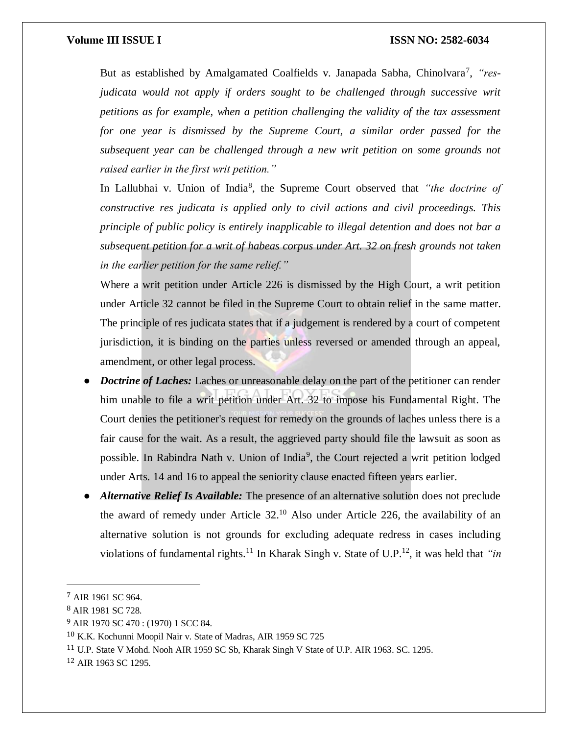But as established by Amalgamated Coalfields v. Janapada Sabha, Chinolvara[7], *"res-judicata would not apply if orders sought to be challenged through successive writ petitions as for example, when a petition challenging the validity of the tax assessment for one year is dismissed by the Supreme Court, a similar order passed for the subsequent year can be challenged through a new writ petition on some grounds not raised earlier in the first writ petition."*

In Lallubhai v. Union of India[8], the Supreme Court observed that *"the doctrine of constructive res judicata is applied only to civil actions and civil proceedings. This principle of public policy is entirely inapplicable to illegal detention and does not bar a subsequent petition for a writ of habeas corpus under Art. 32 on fresh grounds not taken in the earlier petition for the same relief."*

Where a writ petition under Article 226 is dismissed by the High Court, a writ petition under Article 32 cannot be filed in the Supreme Court to obtain relief in the same matter. The principle of res judicata states that if a judgement is rendered by a court of competent jurisdiction, it is binding on the parties unless reversed or amended through an appeal, amendment, or other legal process.

- ***Doctrine of Laches:*** Laches or unreasonable delay on the part of the petitioner can render him unable to file a writ petition under Art. 32 to impose his Fundamental Right. The Court denies the petitioner's request for remedy on the grounds of laches unless there is a fair cause for the wait. As a result, the aggrieved party should file the lawsuit as soon as possible. In Rabindra Nath v. Union of India[9], the Court rejected a writ petition lodged under Arts. 14 and 16 to appeal the seniority clause enacted fifteen years earlier.
- ***Alternative Relief Is Available:*** The presence of an alternative solution does not preclude the award of remedy under Article 32.[10] Also under Article 226, the availability of an alternative solution is not grounds for excluding adequate redress in cases including violations of fundamental rights.[11] In Kharak Singh v. State of U.P.[12], it was held that *"in*

---

[7] AIR 1961 SC 964.

[8] AIR 1981 SC 728.

[9] AIR 1970 SC 470 : (1970) 1 SCC 84.

[10] K.K. Kochunni Moopil Nair v. State of Madras, AIR 1959 SC 725

[11] U.P. State V Mohd. Nooh AIR 1959 SC Sb, Kharak Singh V State of U.P. AIR 1963. SC. 1295.

[12] AIR 1963 SC 1295.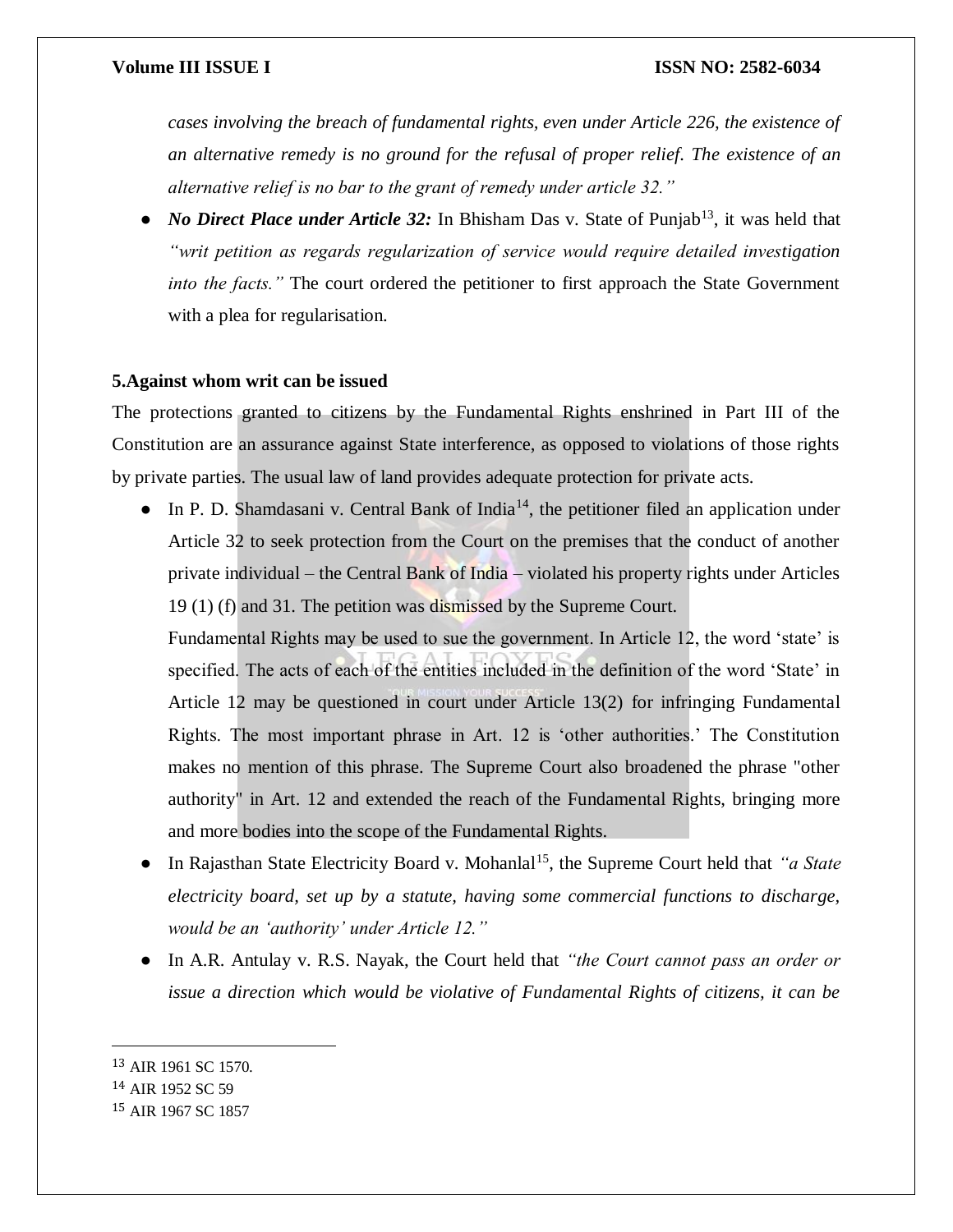*cases involving the breach of fundamental rights, even under Article 226, the existence of an alternative remedy is no ground for the refusal of proper relief. The existence of an alternative relief is no bar to the grant of remedy under article 32."*

- ***No Direct Place under Article 32:*** In Bhisham Das v. State of Punjab[13], it was held that *"writ petition as regards regularization of service would require detailed investigation into the facts."* The court ordered the petitioner to first approach the State Government with a plea for regularisation.

**5.Against whom writ can be issued**

The protections granted to citizens by the Fundamental Rights enshrined in Part III of the Constitution are an assurance against State interference, as opposed to violations of those rights by private parties. The usual law of land provides adequate protection for private acts.

- In P. D. Shamdasani v. Central Bank of India[14], the petitioner filed an application under Article 32 to seek protection from the Court on the premises that the conduct of another private individual – the Central Bank of India – violated his property rights under Articles 19 (1) (f) and 31. The petition was dismissed by the Supreme Court.

  Fundamental Rights may be used to sue the government. In Article 12, the word 'state' is specified. The acts of each of the entities included in the definition of the word 'State' in Article 12 may be questioned in court under Article 13(2) for infringing Fundamental Rights. The most important phrase in Art. 12 is 'other authorities.' The Constitution makes no mention of this phrase. The Supreme Court also broadened the phrase "other authority" in Art. 12 and extended the reach of the Fundamental Rights, bringing more and more bodies into the scope of the Fundamental Rights.

- In Rajasthan State Electricity Board v. Mohanlal[15], the Supreme Court held that *"a State electricity board, set up by a statute, having some commercial functions to discharge, would be an 'authority' under Article 12."*
- In A.R. Antulay v. R.S. Nayak, the Court held that *"the Court cannot pass an order or issue a direction which would be violative of Fundamental Rights of citizens, it can be*

---

[13] AIR 1961 SC 1570.

[14] AIR 1952 SC 59

[15] AIR 1967 SC 1857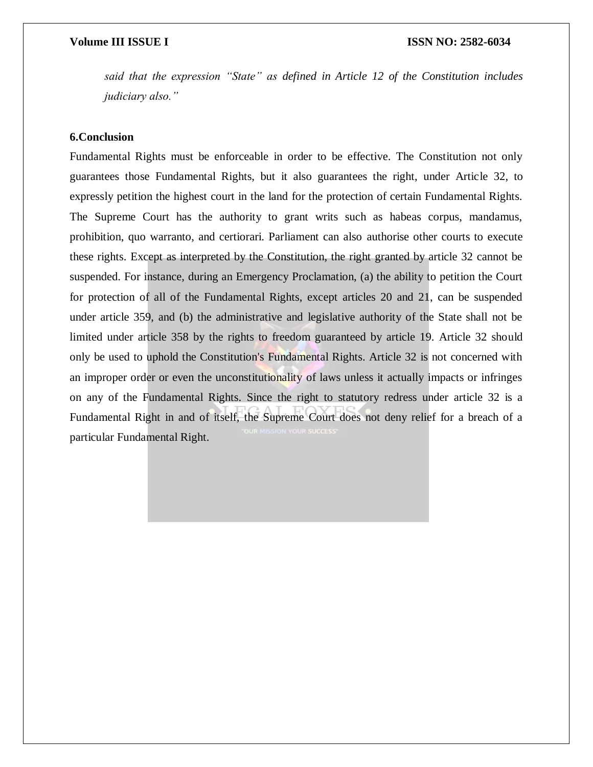*said that the expression "State" as defined in Article 12 of the Constitution includes judiciary also."*

### 6.Conclusion

Fundamental Rights must be enforceable in order to be effective. The Constitution not only guarantees those Fundamental Rights, but it also guarantees the right, under Article 32, to expressly petition the highest court in the land for the protection of certain Fundamental Rights. The Supreme Court has the authority to grant writs such as habeas corpus, mandamus, prohibition, quo warranto, and certiorari. Parliament can also authorise other courts to execute these rights. Except as interpreted by the Constitution, the right granted by article 32 cannot be suspended. For instance, during an Emergency Proclamation, (a) the ability to petition the Court for protection of all of the Fundamental Rights, except articles 20 and 21, can be suspended under article 359, and (b) the administrative and legislative authority of the State shall not be limited under article 358 by the rights to freedom guaranteed by article 19. Article 32 should only be used to uphold the Constitution's Fundamental Rights. Article 32 is not concerned with an improper order or even the unconstitutionality of laws unless it actually impacts or infringes on any of the Fundamental Rights. Since the right to statutory redress under article 32 is a Fundamental Right in and of itself, the Supreme Court does not deny relief for a breach of a particular Fundamental Right.